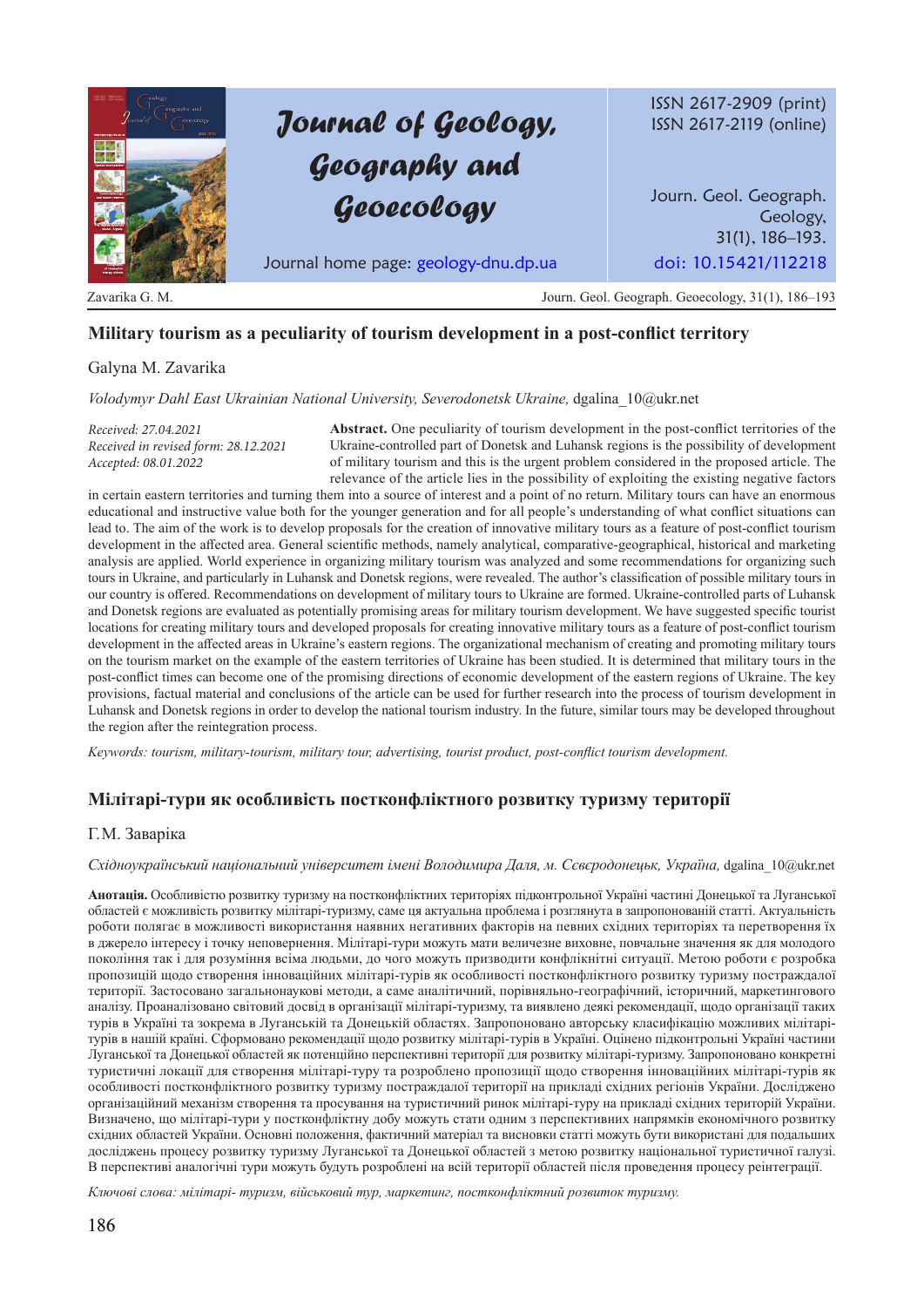# Military tourism as a peculiarity of tourism development in a post-conflict territory

Galyna M. Zavarika

*Volodymyr Dahl East Ukrainian National University, Severodonetsk Ukraine,* dgalina_10@ukr.net

*Received: 27.04.2021*
*Received in revised form: 28.12.2021*
*Accepted: 08.01.2022*

**Abstract.** One peculiarity of tourism development in the post-conflict territories of the Ukraine-controlled part of Donetsk and Luhansk regions is the possibility of development of military tourism and this is the urgent problem considered in the proposed article. The relevance of the article lies in the possibility of exploiting the existing negative factors in certain eastern territories and turning them into a source of interest and a point of no return. Military tours can have an enormous educational and instructive value both for the younger generation and for all people's understanding of what conflict situations can lead to. The aim of the work is to develop proposals for the creation of innovative military tours as a feature of post-conflict tourism development in the affected area. General scientific methods, namely analytical, comparative-geographical, historical and marketing analysis are applied. World experience in organizing military tourism was analyzed and some recommendations for organizing such tours in Ukraine, and particularly in Luhansk and Donetsk regions, were revealed. The author's classification of possible military tours in our country is offered. Recommendations on development of military tours to Ukraine are formed. Ukraine-controlled parts of Luhansk and Donetsk regions are evaluated as potentially promising areas for military tourism development. We have suggested specific tourist locations for creating military tours and developed proposals for creating innovative military tours as a feature of post-conflict tourism development in the affected areas in Ukraine's eastern regions. The organizational mechanism of creating and promoting military tours on the tourism market on the example of the eastern territories of Ukraine has been studied. It is determined that military tours in the post-conflict times can become one of the promising directions of economic development of the eastern regions of Ukraine. The key provisions, factual material and conclusions of the article can be used for further research into the process of tourism development in Luhansk and Donetsk regions in order to develop the national tourism industry. In the future, similar tours may be developed throughout the region after the reintegration process.

*Keywords: tourism, military-tourism, military tour, advertising, tourist product, post-conflict tourism development.*

# Мілітарі-тури як особливість постконфліктного розвитку туризму території

Г.М. Заваріка

*Східноукраїнський національний університет імені Володимира Даля, м. Сєвєродонецьк, Україна,* dgalina_10@ukr.net

**Анотація.** Особливістю розвитку туризму на постконфліктних територіях підконтрольної Україні частині Донецької та Луганської областей є можливість розвитку мілітарі-туризму, саме ця актуальна проблема і розглянута в запропонованій статті. Актуальність роботи полягає в можливості використання наявних негативних факторів на певних східних територіях та перетворення їх в джерело інтересу і точку неповернення. Мілітарі-тури можуть мати величезне виховне, повчальне значення як для молодого покоління так і для розуміння всіма людьми, до чого можуть призводити конфліктні ситуації. Метою роботи є розробка пропозицій щодо створення інноваційних мілітарі-турів як особливості постконфліктного розвитку туризму постраждалої території. Застосовано загальнонаукові методи, а саме аналітичний, порівняльно-географічний, історичний, маркетингового аналізу. Проаналізовано світовий досвід в організації мілітарі-туризму, та виявлено деякі рекомендації, щодо організації таких турів в Україні та зокрема в Луганській та Донецькій областях. Запропоновано авторську класифікацію можливих мілітарі-турів в нашій країні. Сформовано рекомендації щодо розвитку мілітарі-турів в Україні. Оцінено підконтрольні Україні частини Луганської та Донецької областей як потенційно перспективні територій для розвитку мілітарі-туризму. Запропоновано конкретні туристичні локації для створення мілітарі-туру та розроблено пропозиції щодо створення інноваційних мілітарі-турів як особливості постконфліктного розвитку туризму постраждалої території на прикладі східних регіонів України. Досліджено організаційний механізм створення та просування на туристичний ринок мілітарі-туру на прикладі східних територій України. Визначено, що мілітарі-тури у постконфліктну добу можуть стати одним з перспективних напрямків економічного розвитку східних областей України. Основні положення, фактичний матеріал та висновки статті можуть бути використані для подальших досліджень процесу розвитку туризму Луганської та Донецької областей з метою розвитку національної туристичної галузі. В перспективі аналогічні тури можуть будуть розроблені на всій території областей після проведення процесу реінтеграції.

*Ключові слова: мілітарі- туризм, військовий тур, маркетинг, постконфліктний розвиток туризму.*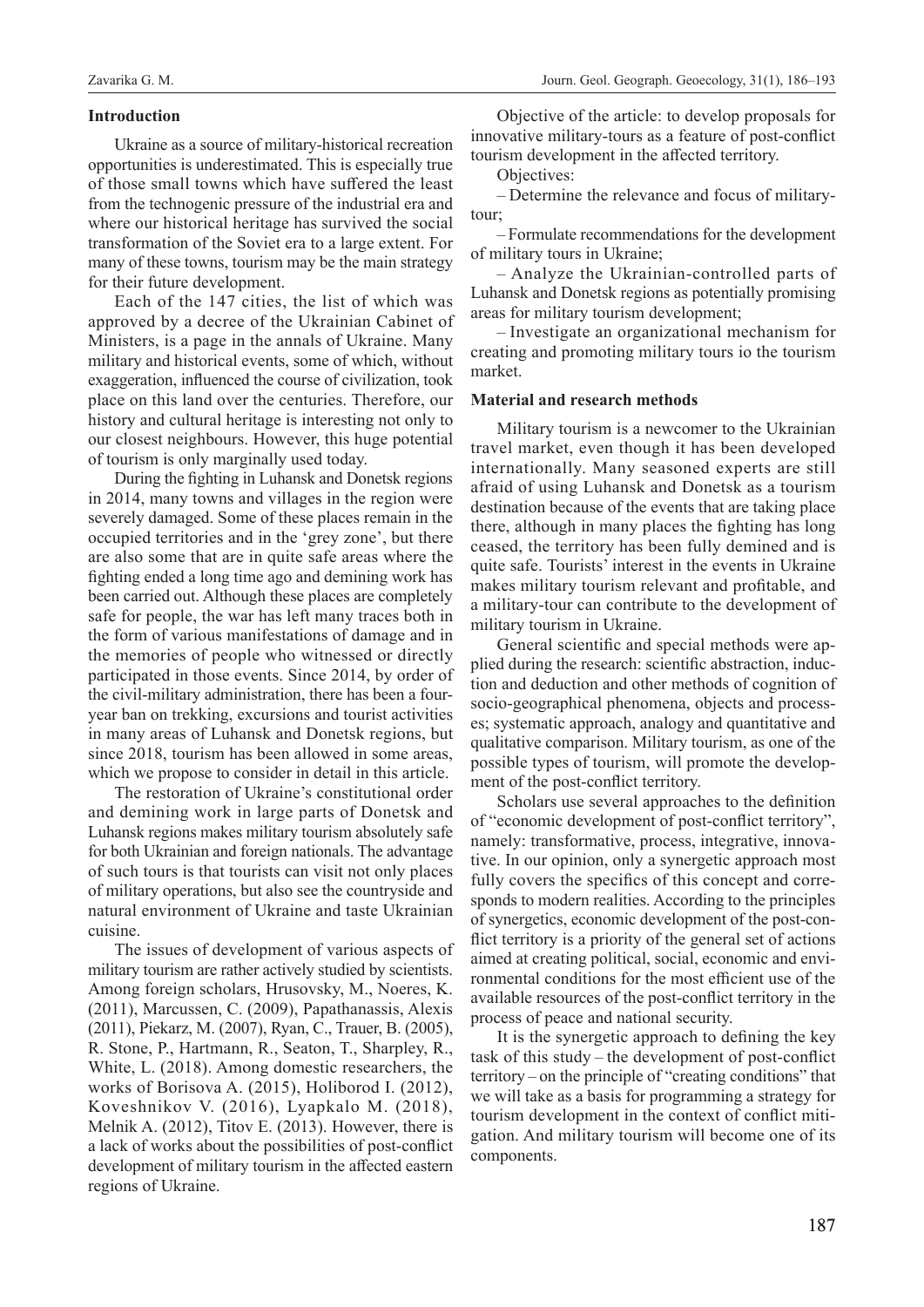## Introduction

Ukraine as a source of military-historical recreation opportunities is underestimated. This is especially true of those small towns which have suffered the least from the technogenic pressure of the industrial era and where our historical heritage has survived the social transformation of the Soviet era to a large extent. For many of these towns, tourism may be the main strategy for their future development.

Each of the 147 cities, the list of which was approved by a decree of the Ukrainian Cabinet of Ministers, is a page in the annals of Ukraine. Many military and historical events, some of which, without exaggeration, influenced the course of civilization, took place on this land over the centuries. Therefore, our history and cultural heritage is interesting not only to our closest neighbours. However, this huge potential of tourism is only marginally used today.

During the fighting in Luhansk and Donetsk regions in 2014, many towns and villages in the region were severely damaged. Some of these places remain in the occupied territories and in the 'grey zone', but there are also some that are in quite safe areas where the fighting ended a long time ago and demining work has been carried out. Although these places are completely safe for people, the war has left many traces both in the form of various manifestations of damage and in the memories of people who witnessed or directly participated in those events. Since 2014, by order of the civil-military administration, there has been a four-year ban on trekking, excursions and tourist activities in many areas of Luhansk and Donetsk regions, but since 2018, tourism has been allowed in some areas, which we propose to consider in detail in this article.

The restoration of Ukraine's constitutional order and demining work in large parts of Donetsk and Luhansk regions makes military tourism absolutely safe for both Ukrainian and foreign nationals. The advantage of such tours is that tourists can visit not only places of military operations, but also see the countryside and natural environment of Ukraine and taste Ukrainian cuisine.

The issues of development of various aspects of military tourism are rather actively studied by scientists. Among foreign scholars, Hrusovsky, M., Noeres, K. (2011), Marcussen, C. (2009), Papathanassis, Alexis (2011), Piekarz, M. (2007), Ryan, C., Trauer, B. (2005), R. Stone, P., Hartmann, R., Seaton, T., Sharpley, R., White, L. (2018). Among domestic researchers, the works of Borisova A. (2015), Holiborod I. (2012), Koveshnikov V. (2016), Lyapkalo M. (2018), Melnik A. (2012), Titov E. (2013). However, there is a lack of works about the possibilities of post-conflict development of military tourism in the affected eastern regions of Ukraine.

Objective of the article: to develop proposals for innovative military-tours as a feature of post-conflict tourism development in the affected territory.

Objectives:

– Determine the relevance and focus of military-tour;

– Formulate recommendations for the development of military tours in Ukraine;

– Analyze the Ukrainian-controlled parts of Luhansk and Donetsk regions as potentially promising areas for military tourism development;

– Investigate an organizational mechanism for creating and promoting military tours io the tourism market.

## Material and research methods

Military tourism is a newcomer to the Ukrainian travel market, even though it has been developed internationally. Many seasoned experts are still afraid of using Luhansk and Donetsk as a tourism destination because of the events that are taking place there, although in many places the fighting has long ceased, the territory has been fully demined and is quite safe. Tourists' interest in the events in Ukraine makes military tourism relevant and profitable, and a military-tour can contribute to the development of military tourism in Ukraine.

General scientific and special methods were applied during the research: scientific abstraction, induction and deduction and other methods of cognition of socio-geographical phenomena, objects and processes; systematic approach, analogy and quantitative and qualitative comparison. Military tourism, as one of the possible types of tourism, will promote the development of the post-conflict territory.

Scholars use several approaches to the definition of "economic development of post-conflict territory", namely: transformative, process, integrative, innovative. In our opinion, only a synergetic approach most fully covers the specifics of this concept and corresponds to modern realities. According to the principles of synergetics, economic development of the post-conflict territory is a priority of the general set of actions aimed at creating political, social, economic and environmental conditions for the most efficient use of the available resources of the post-conflict territory in the process of peace and national security.

It is the synergetic approach to defining the key task of this study – the development of post-conflict territory – on the principle of "creating conditions" that we will take as a basis for programming a strategy for tourism development in the context of conflict mitigation. And military tourism will become one of its components.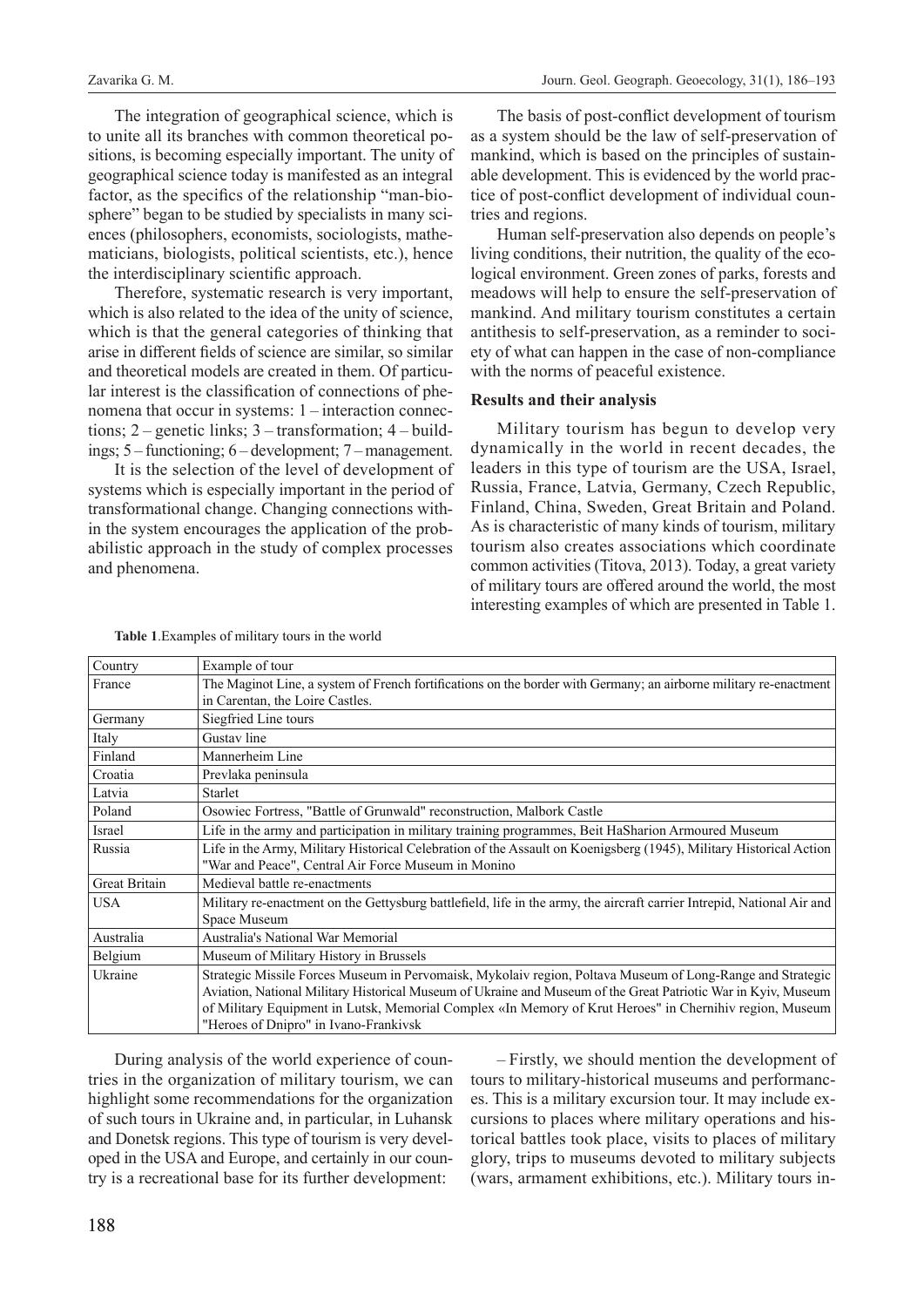The integration of geographical science, which is to unite all its branches with common theoretical positions, is becoming especially important. The unity of geographical science today is manifested as an integral factor, as the specifics of the relationship "man-biosphere" began to be studied by specialists in many sciences (philosophers, economists, sociologists, mathematicians, biologists, political scientists, etc.), hence the interdisciplinary scientific approach.

Therefore, systematic research is very important, which is also related to the idea of the unity of science, which is that the general categories of thinking that arise in different fields of science are similar, so similar and theoretical models are created in them. Of particular interest is the classification of connections of phenomena that occur in systems: 1 – interaction connections; 2 – genetic links; 3 – transformation; 4 – buildings; 5 – functioning; 6 – development; 7 – management.

It is the selection of the level of development of systems which is especially important in the period of transformational change. Changing connections within the system encourages the application of the probabilistic approach in the study of complex processes and phenomena.

The basis of post-conflict development of tourism as a system should be the law of self-preservation of mankind, which is based on the principles of sustainable development. This is evidenced by the world practice of post-conflict development of individual countries and regions.

Human self-preservation also depends on people's living conditions, their nutrition, the quality of the ecological environment. Green zones of parks, forests and meadows will help to ensure the self-preservation of mankind. And military tourism constitutes a certain antithesis to self-preservation, as a reminder to society of what can happen in the case of non-compliance with the norms of peaceful existence.

## Results and their analysis

Military tourism has begun to develop very dynamically in the world in recent decades, the leaders in this type of tourism are the USA, Israel, Russia, France, Latvia, Germany, Czech Republic, Finland, China, Sweden, Great Britain and Poland. As is characteristic of many kinds of tourism, military tourism also creates associations which coordinate common activities (Titova, 2013). Today, a great variety of military tours are offered around the world, the most interesting examples of which are presented in Table 1.

**Table 1**.Examples of military tours in the world

| Country | Example of tour |
|---|---|
| France | The Maginot Line, a system of French fortifications on the border with Germany; an airborne military re-enactment in Carentan, the Loire Castles. |
| Germany | Siegfried Line tours |
| Italy | Gustav line |
| Finland | Mannerheim Line |
| Croatia | Prevlaka peninsula |
| Latvia | Starlet |
| Poland | Osowiec Fortress, "Battle of Grunwald" reconstruction, Malbork Castle |
| Israel | Life in the army and participation in military training programmes, Beit HaSharion Armoured Museum |
| Russia | Life in the Army, Military Historical Celebration of the Assault on Koenigsberg (1945), Military Historical Action "War and Peace", Central Air Force Museum in Monino |
| Great Britain | Medieval battle re-enactments |
| USA | Military re-enactment on the Gettysburg battlefield, life in the army, the aircraft carrier Intrepid, National Air and Space Museum |
| Australia | Australia's National War Memorial |
| Belgium | Museum of Military History in Brussels |
| Ukraine | Strategic Missile Forces Museum in Pervomaisk, Mykolaiv region, Poltava Museum of Long-Range and Strategic Aviation, National Military Historical Museum of Ukraine and Museum of the Great Patriotic War in Kyiv, Museum of Military Equipment in Lutsk, Memorial Complex «In Memory of Krut Heroes" in Chernihiv region, Museum "Heroes of Dnipro" in Ivano-Frankivsk |

During analysis of the world experience of countries in the organization of military tourism, we can highlight some recommendations for the organization of such tours in Ukraine and, in particular, in Luhansk and Donetsk regions. This type of tourism is very developed in the USA and Europe, and certainly in our country is a recreational base for its further development:

– Firstly, we should mention the development of tours to military-historical museums and performances. This is a military excursion tour. It may include excursions to places where military operations and historical battles took place, visits to places of military glory, trips to museums devoted to military subjects (wars, armament exhibitions, etc.). Military tours in-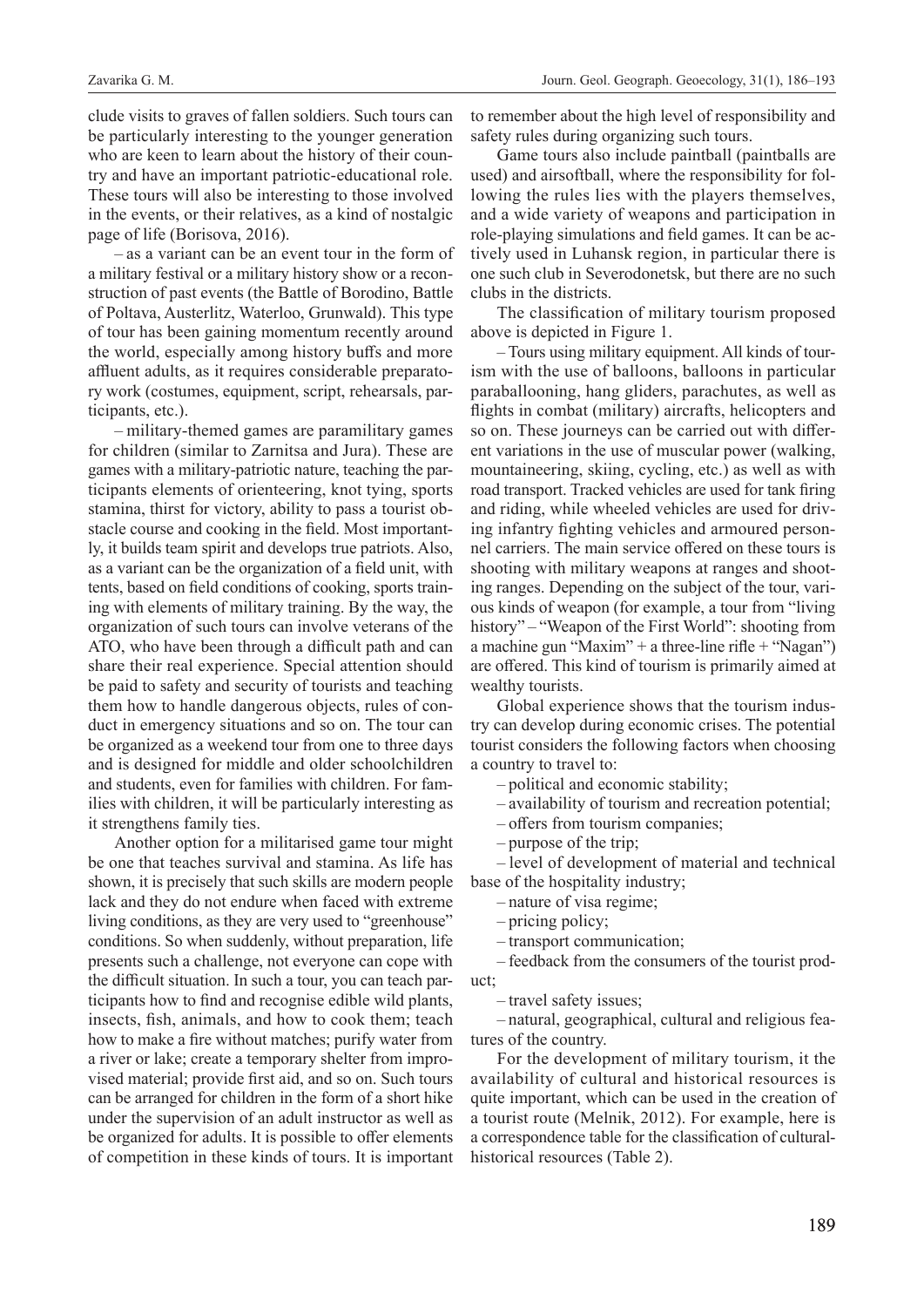clude visits to graves of fallen soldiers. Such tours can be particularly interesting to the younger generation who are keen to learn about the history of their country and have an important patriotic-educational role. These tours will also be interesting to those involved in the events, or their relatives, as a kind of nostalgic page of life (Borisova, 2016).

– as a variant can be an event tour in the form of a military festival or a military history show or a reconstruction of past events (the Battle of Borodino, Battle of Poltava, Austerlitz, Waterloo, Grunwald). This type of tour has been gaining momentum recently around the world, especially among history buffs and more affluent adults, as it requires considerable preparatory work (costumes, equipment, script, rehearsals, participants, etc.).

– military-themed games are paramilitary games for children (similar to Zarnitsa and Jura). These are games with a military-patriotic nature, teaching the participants elements of orienteering, knot tying, sports stamina, thirst for victory, ability to pass a tourist obstacle course and cooking in the field. Most importantly, it builds team spirit and develops true patriots. Also, as a variant can be the organization of a field unit, with tents, based on field conditions of cooking, sports training with elements of military training. By the way, the organization of such tours can involve veterans of the ATO, who have been through a difficult path and can share their real experience. Special attention should be paid to safety and security of tourists and teaching them how to handle dangerous objects, rules of conduct in emergency situations and so on. The tour can be organized as a weekend tour from one to three days and is designed for middle and older schoolchildren and students, even for families with children. For families with children, it will be particularly interesting as it strengthens family ties.

Another option for a militarised game tour might be one that teaches survival and stamina. As life has shown, it is precisely that such skills are modern people lack and they do not endure when faced with extreme living conditions, as they are very used to "greenhouse" conditions. So when suddenly, without preparation, life presents such a challenge, not everyone can cope with the difficult situation. In such a tour, you can teach participants how to find and recognise edible wild plants, insects, fish, animals, and how to cook them; teach how to make a fire without matches; purify water from a river or lake; create a temporary shelter from improvised material; provide first aid, and so on. Such tours can be arranged for children in the form of a short hike under the supervision of an adult instructor as well as be organized for adults. It is possible to offer elements of competition in these kinds of tours. It is important to remember about the high level of responsibility and safety rules during organizing such tours.

Game tours also include paintball (paintballs are used) and airsoftball, where the responsibility for following the rules lies with the players themselves, and a wide variety of weapons and participation in role-playing simulations and field games. It can be actively used in Luhansk region, in particular there is one such club in Severodonetsk, but there are no such clubs in the districts.

The classification of military tourism proposed above is depicted in Figure 1.

– Tours using military equipment. All kinds of tourism with the use of balloons, balloons in particular paraballooning, hang gliders, parachutes, as well as flights in combat (military) aircrafts, helicopters and so on. These journeys can be carried out with different variations in the use of muscular power (walking, mountaineering, skiing, cycling, etc.) as well as with road transport. Tracked vehicles are used for tank firing and riding, while wheeled vehicles are used for driving infantry fighting vehicles and armoured personnel carriers. The main service offered on these tours is shooting with military weapons at ranges and shooting ranges. Depending on the subject of the tour, various kinds of weapon (for example, a tour from "living history" – "Weapon of the First World": shooting from a machine gun "Maxim" + a three-line rifle + "Nagan") are offered. This kind of tourism is primarily aimed at wealthy tourists.

Global experience shows that the tourism industry can develop during economic crises. The potential tourist considers the following factors when choosing a country to travel to:

– political and economic stability;

– availability of tourism and recreation potential;

– offers from tourism companies;

– purpose of the trip;

– level of development of material and technical base of the hospitality industry;

– nature of visa regime;

– pricing policy;

– transport communication;

– feedback from the consumers of the tourist product;

– travel safety issues;

– natural, geographical, cultural and religious features of the country.

For the development of military tourism, it the availability of cultural and historical resources is quite important, which can be used in the creation of a tourist route (Melnik, 2012). For example, here is a correspondence table for the classification of cultural-historical resources (Table 2).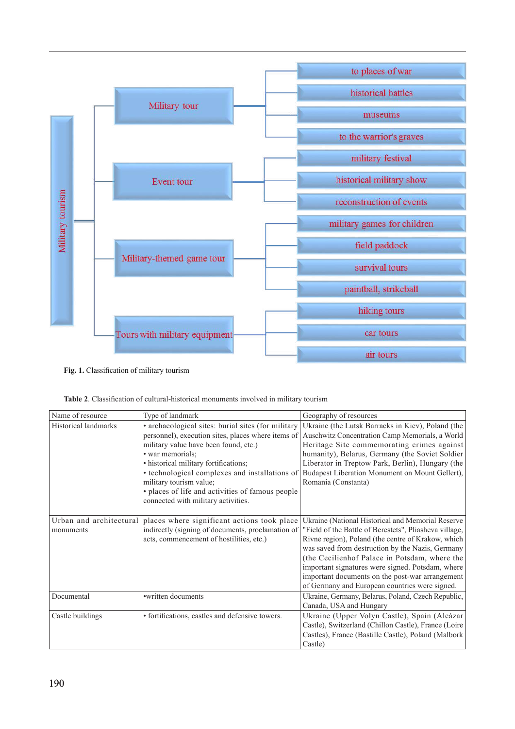- Military tourism
  - Military tour
    - to places of war
    - historical battles
    - museums
    - to the warrior's graves
  - Event tour
    - military festival
    - historical military show
    - reconstruction of events
  - Military-themed game tour
    - military games for children
    - field paddock
    - survival tours
    - paintball, strikeball
  - Tours with military equipment
    - hiking tours
    - car tours
    - air tours

**Fig. 1.** Classification of military tourism

**Table 2**. Classification of cultural-historical monuments involved in military tourism

| Name of resource | Type of landmark | Geography of resources |
|---|---|---|
| Historical landmarks | • archaeological sites: burial sites (for military personnel), execution sites, places where items of military value have been found, etc.) <br> • war memorials; <br> • historical military fortifications; <br> • technological complexes and installations of military tourism value; <br> • places of life and activities of famous people connected with military activities. | Ukraine (the Lutsk Barracks in Kiev), Poland (the Auschwitz Concentration Camp Memorials, a World Heritage Site commemorating crimes against humanity), Belarus, Germany (the Soviet Soldier Liberator in Treptow Park, Berlin), Hungary (the Budapest Liberation Monument on Mount Gellert), Romania (Constanta) |
| Urban and architectural monuments | places where significant actions took place indirectly (signing of documents, proclamation of acts, commencement of hostilities, etc.) | Ukraine (National Historical and Memorial Reserve "Field of the Battle of Berestets", Pliasheva village, Rivne region), Poland (the centre of Krakow, which was saved from destruction by the Nazis, Germany (the Cecilienhof Palace in Potsdam, where the important signatures were signed. Potsdam, where important documents on the post-war arrangement of Germany and European countries were signed. |
| Documental | •written documents | Ukraine, Germany, Belarus, Poland, Czech Republic, Canada, USA and Hungary |
| Castle buildings | • fortifications, castles and defensive towers. | Ukraine (Upper Volyn Castle), Spain (Alcázar Castle), Switzerland (Chillon Castle), France (Loire Castles), France (Bastille Castle), Poland (Malbork Castle) |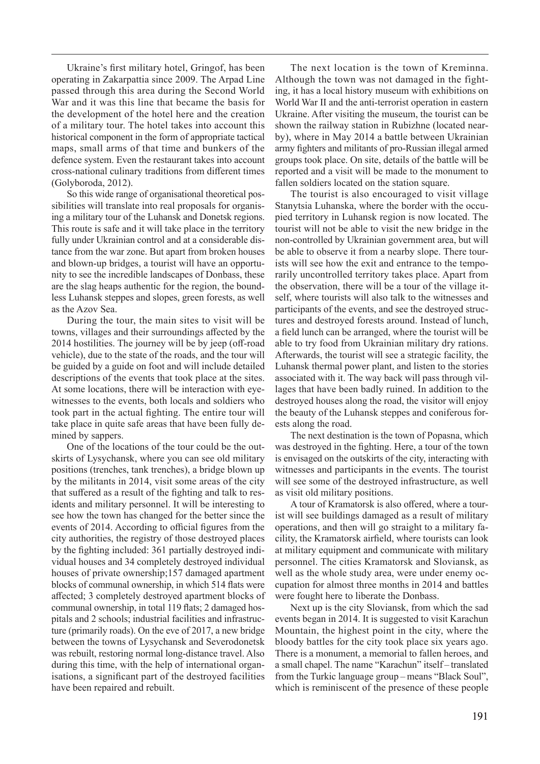Ukraine's first military hotel, Gringof, has been operating in Zakarpattia since 2009. The Arpad Line passed through this area during the Second World War and it was this line that became the basis for the development of the hotel here and the creation of a military tour. The hotel takes into account this historical component in the form of appropriate tactical maps, small arms of that time and bunkers of the defence system. Even the restaurant takes into account cross-national culinary traditions from different times (Golyboroda, 2012).

So this wide range of organisational theoretical possibilities will translate into real proposals for organising a military tour of the Luhansk and Donetsk regions. This route is safe and it will take place in the territory fully under Ukrainian control and at a considerable distance from the war zone. But apart from broken houses and blown-up bridges, a tourist will have an opportunity to see the incredible landscapes of Donbass, these are the slag heaps authentic for the region, the boundless Luhansk steppes and slopes, green forests, as well as the Azov Sea.

During the tour, the main sites to visit will be towns, villages and their surroundings affected by the 2014 hostilities. The journey will be by jeep (off-road vehicle), due to the state of the roads, and the tour will be guided by a guide on foot and will include detailed descriptions of the events that took place at the sites. At some locations, there will be interaction with eyewitnesses to the events, both locals and soldiers who took part in the actual fighting. The entire tour will take place in quite safe areas that have been fully demined by sappers.

One of the locations of the tour could be the outskirts of Lysychansk, where you can see old military positions (trenches, tank trenches), a bridge blown up by the militants in 2014, visit some areas of the city that suffered as a result of the fighting and talk to residents and military personnel. It will be interesting to see how the town has changed for the better since the events of 2014. According to official figures from the city authorities, the registry of those destroyed places by the fighting included: 361 partially destroyed individual houses and 34 completely destroyed individual houses of private ownership;157 damaged apartment blocks of communal ownership, in which 514 flats were affected; 3 completely destroyed apartment blocks of communal ownership, in total 119 flats; 2 damaged hospitals and 2 schools; industrial facilities and infrastructure (primarily roads). On the eve of 2017, a new bridge between the towns of Lysychansk and Severodonetsk was rebuilt, restoring normal long-distance travel. Also during this time, with the help of international organisations, a significant part of the destroyed facilities have been repaired and rebuilt.

The next location is the town of Kreminna. Although the town was not damaged in the fighting, it has a local history museum with exhibitions on World War II and the anti-terrorist operation in eastern Ukraine. After visiting the museum, the tourist can be shown the railway station in Rubizhne (located nearby), where in May 2014 a battle between Ukrainian army fighters and militants of pro-Russian illegal armed groups took place. On site, details of the battle will be reported and a visit will be made to the monument to fallen soldiers located on the station square.

The tourist is also encouraged to visit village Stanytsia Luhanska, where the border with the occupied territory in Luhansk region is now located. The tourist will not be able to visit the new bridge in the non-controlled by Ukrainian government area, but will be able to observe it from a nearby slope. There tourists will see how the exit and entrance to the temporarily uncontrolled territory takes place. Apart from the observation, there will be a tour of the village itself, where tourists will also talk to the witnesses and participants of the events, and see the destroyed structures and destroyed forests around. Instead of lunch, a field lunch can be arranged, where the tourist will be able to try food from Ukrainian military dry rations. Afterwards, the tourist will see a strategic facility, the Luhansk thermal power plant, and listen to the stories associated with it. The way back will pass through villages that have been badly ruined. In addition to the destroyed houses along the road, the visitor will enjoy the beauty of the Luhansk steppes and coniferous forests along the road.

The next destination is the town of Popasna, which was destroyed in the fighting. Here, a tour of the town is envisaged on the outskirts of the city, interacting with witnesses and participants in the events. The tourist will see some of the destroyed infrastructure, as well as visit old military positions.

A tour of Kramatorsk is also offered, where a tourist will see buildings damaged as a result of military operations, and then will go straight to a military facility, the Kramatorsk airfield, where tourists can look at military equipment and communicate with military personnel. The cities Kramatorsk and Sloviansk, as well as the whole study area, were under enemy occupation for almost three months in 2014 and battles were fought here to liberate the Donbass.

Next up is the city Sloviansk, from which the sad events began in 2014. It is suggested to visit Karachun Mountain, the highest point in the city, where the bloody battles for the city took place six years ago. There is a monument, a memorial to fallen heroes, and a small chapel. The name "Karachun" itself – translated from the Turkic language group – means "Black Soul", which is reminiscent of the presence of these people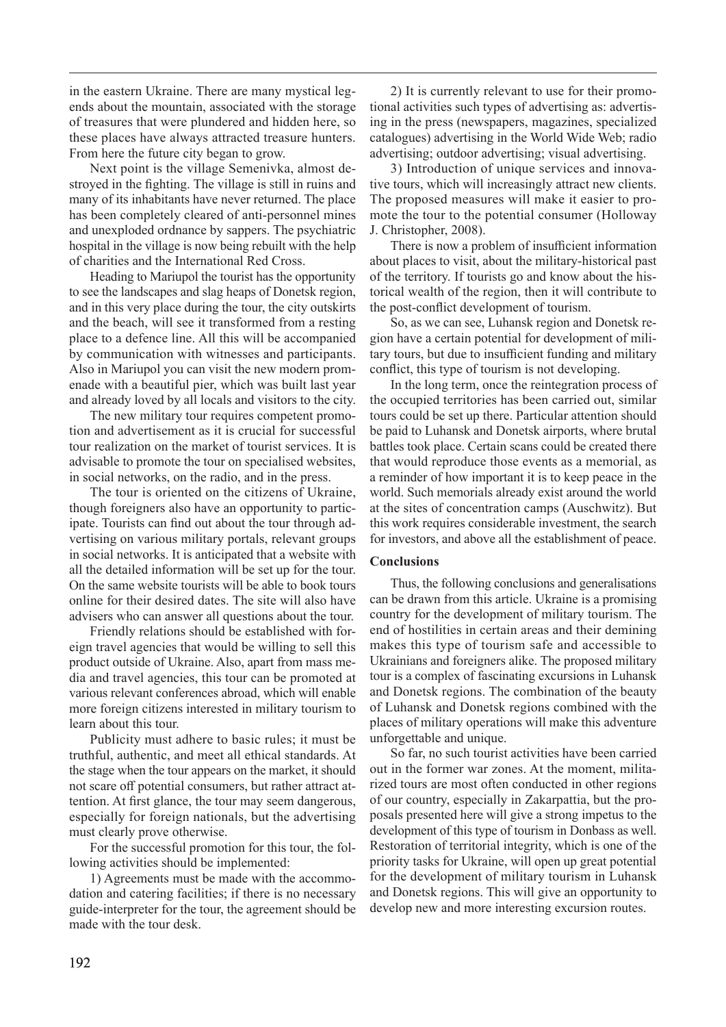in the eastern Ukraine. There are many mystical legends about the mountain, associated with the storage of treasures that were plundered and hidden here, so these places have always attracted treasure hunters. From here the future city began to grow.

Next point is the village Semenivka, almost destroyed in the fighting. The village is still in ruins and many of its inhabitants have never returned. The place has been completely cleared of anti-personnel mines and unexploded ordnance by sappers. The psychiatric hospital in the village is now being rebuilt with the help of charities and the International Red Cross.

Heading to Mariupol the tourist has the opportunity to see the landscapes and slag heaps of Donetsk region, and in this very place during the tour, the city outskirts and the beach, will see it transformed from a resting place to a defence line. All this will be accompanied by communication with witnesses and participants. Also in Mariupol you can visit the new modern promenade with a beautiful pier, which was built last year and already loved by all locals and visitors to the city.

The new military tour requires competent promotion and advertisement as it is crucial for successful tour realization on the market of tourist services. It is advisable to promote the tour on specialised websites, in social networks, on the radio, and in the press.

The tour is oriented on the citizens of Ukraine, though foreigners also have an opportunity to participate. Tourists can find out about the tour through advertising on various military portals, relevant groups in social networks. It is anticipated that a website with all the detailed information will be set up for the tour. On the same website tourists will be able to book tours online for their desired dates. The site will also have advisers who can answer all questions about the tour.

Friendly relations should be established with foreign travel agencies that would be willing to sell this product outside of Ukraine. Also, apart from mass media and travel agencies, this tour can be promoted at various relevant conferences abroad, which will enable more foreign citizens interested in military tourism to learn about this tour.

Publicity must adhere to basic rules; it must be truthful, authentic, and meet all ethical standards. At the stage when the tour appears on the market, it should not scare off potential consumers, but rather attract attention. At first glance, the tour may seem dangerous, especially for foreign nationals, but the advertising must clearly prove otherwise.

For the successful promotion for this tour, the following activities should be implemented:

1) Agreements must be made with the accommodation and catering facilities; if there is no necessary guide-interpreter for the tour, the agreement should be made with the tour desk.

2) It is currently relevant to use for their promotional activities such types of advertising as: advertising in the press (newspapers, magazines, specialized catalogues) advertising in the World Wide Web; radio advertising; outdoor advertising; visual advertising.

3) Introduction of unique services and innovative tours, which will increasingly attract new clients. The proposed measures will make it easier to promote the tour to the potential consumer (Holloway J. Christopher, 2008).

There is now a problem of insufficient information about places to visit, about the military-historical past of the territory. If tourists go and know about the historical wealth of the region, then it will contribute to the post-conflict development of tourism.

So, as we can see, Luhansk region and Donetsk region have a certain potential for development of military tours, but due to insufficient funding and military conflict, this type of tourism is not developing.

In the long term, once the reintegration process of the occupied territories has been carried out, similar tours could be set up there. Particular attention should be paid to Luhansk and Donetsk airports, where brutal battles took place. Certain scans could be created there that would reproduce those events as a memorial, as a reminder of how important it is to keep peace in the world. Such memorials already exist around the world at the sites of concentration camps (Auschwitz). But this work requires considerable investment, the search for investors, and above all the establishment of peace.

**Conclusions**

Thus, the following conclusions and generalisations can be drawn from this article. Ukraine is a promising country for the development of military tourism. The end of hostilities in certain areas and their demining makes this type of tourism safe and accessible to Ukrainians and foreigners alike. The proposed military tour is a complex of fascinating excursions in Luhansk and Donetsk regions. The combination of the beauty of Luhansk and Donetsk regions combined with the places of military operations will make this adventure unforgettable and unique.

So far, no such tourist activities have been carried out in the former war zones. At the moment, militarized tours are most often conducted in other regions of our country, especially in Zakarpattia, but the proposals presented here will give a strong impetus to the development of this type of tourism in Donbass as well. Restoration of territorial integrity, which is one of the priority tasks for Ukraine, will open up great potential for the development of military tourism in Luhansk and Donetsk regions. This will give an opportunity to develop new and more interesting excursion routes.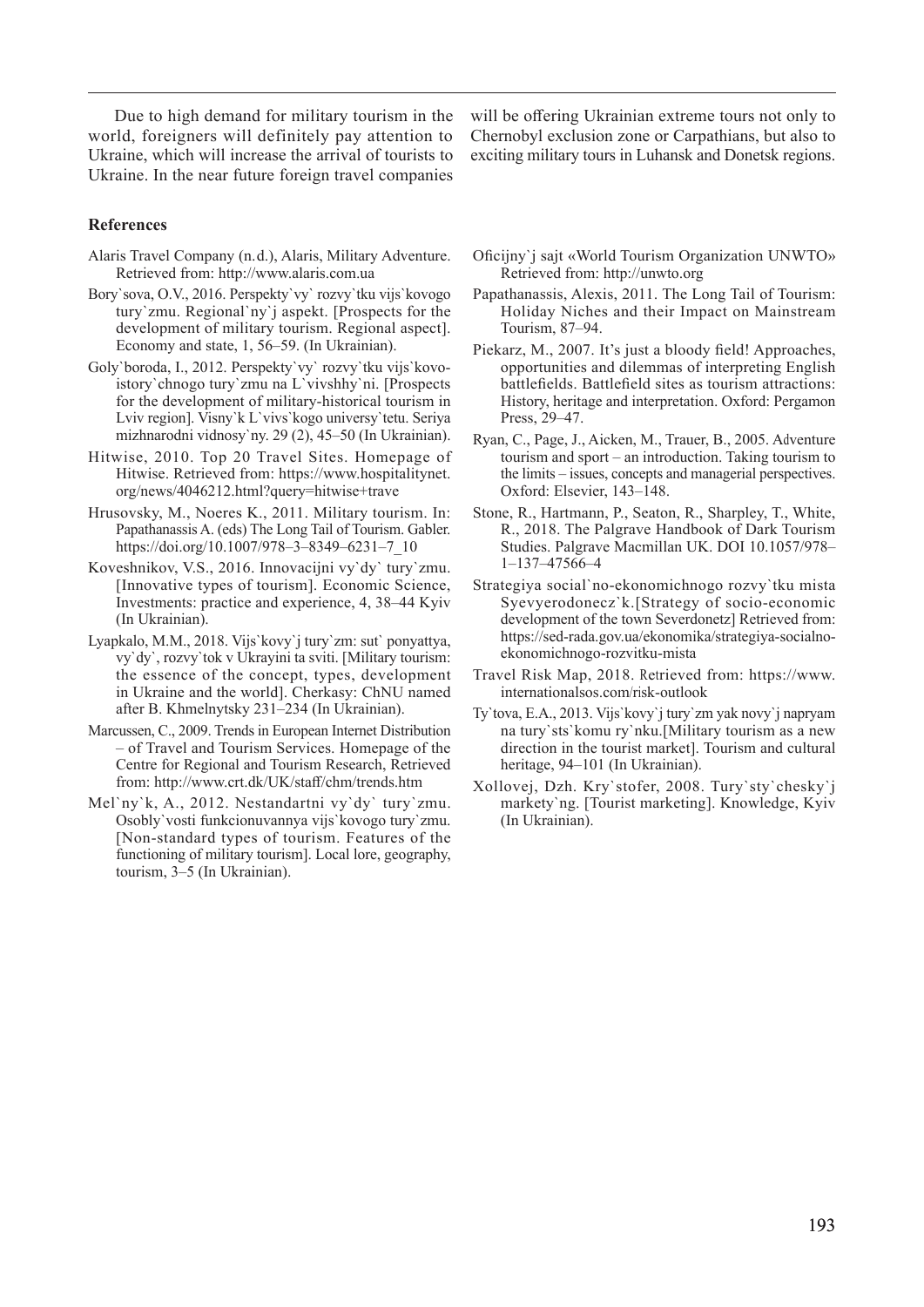Due to high demand for military tourism in the world, foreigners will definitely pay attention to Ukraine, which will increase the arrival of tourists to Ukraine. In the near future foreign travel companies will be offering Ukrainian extreme tours not only to Chernobyl exclusion zone or Carpathians, but also to exciting military tours in Luhansk and Donetsk regions.

**References**

Alaris Travel Company (n.d.), Alaris, Military Adventure. Retrieved from: http://www.alaris.com.ua

Bory`sova, O.V., 2016. Perspekty`vy` rozvy`tku vijs`kovogo tury`zmu. Regional`ny`j aspekt. [Prospects for the development of military tourism. Regional aspect]. Economy and state, 1, 56–59. (In Ukrainian).

Goly`boroda, I., 2012. Perspekty`vy` rozvy`tku vijs`kovo-istory`chnogo tury`zmu na L`vivshhy`ni. [Prospects for the development of military-historical tourism in Lviv region]. Visny`k L`vivs`kogo universy`tetu. Seriya mizhnarodni vidnosy`ny. 29 (2), 45–50 (In Ukrainian).

Hitwise, 2010. Top 20 Travel Sites. Homepage of Hitwise. Retrieved from: https://www.hospitalitynet.org/news/4046212.html?query=hitwise+trave

Hrusovsky, M., Noeres K., 2011. Military tourism. In: Papathanassis A. (eds) The Long Tail of Tourism. Gabler. https://doi.org/10.1007/978–3–8349–6231–7_10

Koveshnikov, V.S., 2016. Innovacijni vy`dy` tury`zmu. [Innovative types of tourism]. Economic Science, Investments: practice and experience, 4, 38–44 Kyiv (In Ukrainian).

Lyapkalo, M.M., 2018. Vijs`kovy`j tury`zm: sut` ponyattya, vy`dy`, rozvy`tok v Ukrayini ta sviti. [Military tourism: the essence of the concept, types, development in Ukraine and the world]. Cherkasy: ChNU named after B. Khmelnytsky 231–234 (In Ukrainian).

Marcussen, C., 2009. Trends in European Internet Distribution – of Travel and Tourism Services. Homepage of the Centre for Regional and Tourism Research, Retrieved from: http://www.crt.dk/UK/staff/chm/trends.htm

Mel`ny`k, A., 2012. Nestandartni vy`dy` tury`zmu. Osobly`vosti funkcionuvannya vijs`kovogo tury`zmu. [Non-standard types of tourism. Features of the functioning of military tourism]. Local lore, geography, tourism, 3–5 (In Ukrainian).

Oficijny`j sajt «World Tourism Organization UNWTO» Retrieved from: http://unwto.org

Papathanassis, Alexis, 2011. The Long Tail of Tourism: Holiday Niches and their Impact on Mainstream Tourism, 87–94.

Piekarz, M., 2007. It's just a bloody field! Approaches, opportunities and dilemmas of interpreting English battlefields. Battlefield sites as tourism attractions: History, heritage and interpretation. Oxford: Pergamon Press, 29–47.

Ryan, C., Page, J., Aicken, M., Trauer, B., 2005. Adventure tourism and sport – an introduction. Taking tourism to the limits – issues, concepts and managerial perspectives. Oxford: Elsevier, 143–148.

Stone, R., Hartmann, P., Seaton, R., Sharpley, T., White, R., 2018. The Palgrave Handbook of Dark Tourism Studies. Palgrave Macmillan UK. DOI 10.1057/978–1–137–47566–4

Strategiya social`no-ekonomichnogo rozvy`tku mista Syevyerodonecz`k.[Strategy of socio-economic development of the town Severdonetz] Retrieved from: https://sed-rada.gov.ua/ekonomika/strategiya-socialno-ekonomichnogo-rozvitku-mista

Travel Risk Map, 2018. Retrieved from: https://www.internationalsos.com/risk-outlook

Ty`tova, E.A., 2013. Vijs`kovy`j tury`zm yak novy`j napryam na tury`sts`komu ry`nku.[Military tourism as a new direction in the tourist market]. Tourism and cultural heritage, 94–101 (In Ukrainian).

Xollovej, Dzh. Kry`stofer, 2008. Tury`sty`chesky`j markety`ng. [Tourist marketing]. Knowledge, Kyiv (In Ukrainian).